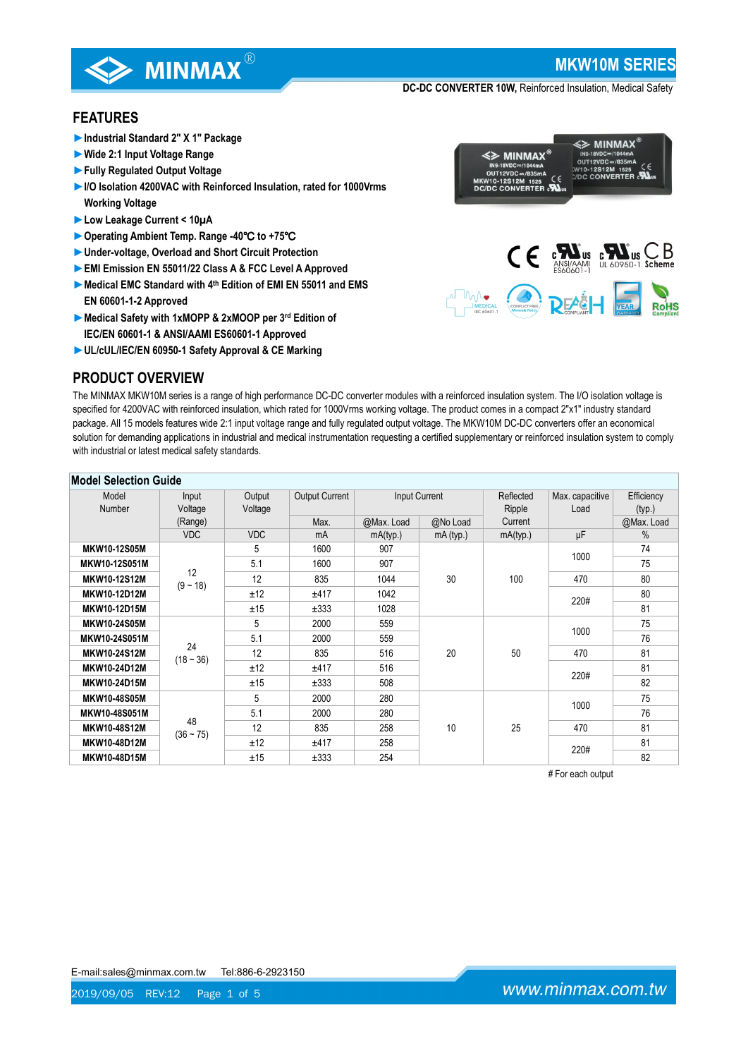# MKW10M SERIES

**DC-DC CONVERTER 10W,** Reinforced Insulation, Medical Safety

## FEATURES

- ► Industrial Standard 2" X 1" Package
- ► Wide 2:1 Input Voltage Range
- ► Fully Regulated Output Voltage
- ► I/O Isolation 4200VAC with Reinforced Insulation, rated for 1000Vrms Working Voltage
- ► Low Leakage Current < 10μA
- ► Operating Ambient Temp. Range -40℃ to +75℃
- ► Under-voltage, Overload and Short Circuit Protection
- ► EMI Emission EN 55011/22 Class A & FCC Level A Approved
- ► Medical EMC Standard with 4th Edition of EMI EN 55011 and EMS EN 60601-1-2 Approved
- ► Medical Safety with 1xMOPP & 2xMOOP per 3rd Edition of IEC/EN 60601-1 & ANSI/AAMI ES60601-1 Approved
- ► UL/cUL/IEC/EN 60950-1 Safety Approval & CE Marking

## PRODUCT OVERVIEW

The MINMAX MKW10M series is a range of high performance DC-DC converter modules with a reinforced insulation system. The I/O isolation voltage is specified for 4200VAC with reinforced insulation, which rated for 1000Vrms working voltage. The product comes in a compact 2"x1" industry standard package. All 15 models features wide 2:1 input voltage range and fully regulated output voltage. The MKW10M DC-DC converters offer an economical solution for demanding applications in industrial and medical instrumentation requesting a certified supplementary or reinforced insulation system to comply with industrial or latest medical safety standards.

### Model Selection Guide

| Model Number | Input Voltage (Range) | Output Voltage | Output Current | Input Current | | Reflected Ripple Current | Max. capacitive Load | Efficiency (typ.) |
|---|---|---|---|---|---|---|---|---|
| | | | Max. | @Max. Load | @No Load | | | @Max. Load |
| | VDC | VDC | mA | mA(typ.) | mA (typ.) | mA(typ.) | μF | % |
| MKW10-12S05M | 12 (9 ~ 18) | 5 | 1600 | 907 | 30 | 100 | 1000 | 74 |
| MKW10-12S051M | | 5.1 | 1600 | 907 | | | | 75 |
| MKW10-12S12M | | 12 | 835 | 1044 | | | 470 | 80 |
| MKW10-12D12M | | ±12 | ±417 | 1042 | | | 220# | 80 |
| MKW10-12D15M | | ±15 | ±333 | 1028 | | | | 81 |
| MKW10-24S05M | 24 (18 ~ 36) | 5 | 2000 | 559 | 20 | 50 | 1000 | 75 |
| MKW10-24S051M | | 5.1 | 2000 | 559 | | | | 76 |
| MKW10-24S12M | | 12 | 835 | 516 | | | 470 | 81 |
| MKW10-24D12M | | ±12 | ±417 | 516 | | | 220# | 81 |
| MKW10-24D15M | | ±15 | ±333 | 508 | | | | 82 |
| MKW10-48S05M | 48 (36 ~ 75) | 5 | 2000 | 280 | 10 | 25 | 1000 | 75 |
| MKW10-48S051M | | 5.1 | 2000 | 280 | | | | 76 |
| MKW10-48S12M | | 12 | 835 | 258 | | | 470 | 81 |
| MKW10-48D12M | | ±12 | ±417 | 258 | | | 220# | 81 |
| MKW10-48D15M | | ±15 | ±333 | 254 | | | | 82 |

# For each output

E-mail:sales@minmax.com.tw Tel:886-6-2923150

2019/09/05 REV:12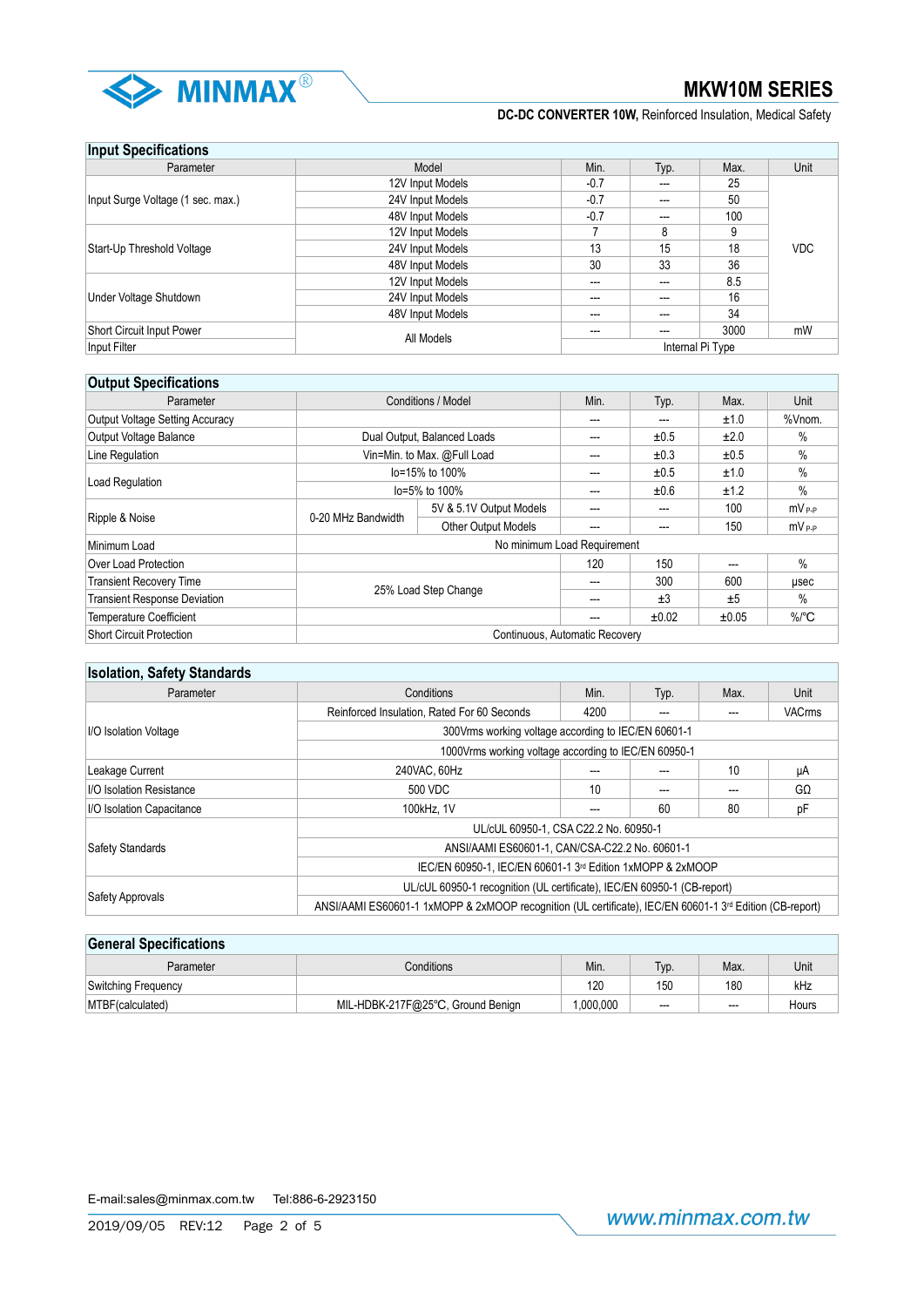## Input Specifications

| Parameter | Model | Min. | Typ. | Max. | Unit |
|---|---|---|---|---|---|
| Input Surge Voltage (1 sec. max.) | 12V Input Models | -0.7 | --- | 25 | VDC |
| | 24V Input Models | -0.7 | --- | 50 | |
| | 48V Input Models | -0.7 | --- | 100 | |
| Start-Up Threshold Voltage | 12V Input Models | 7 | 8 | 9 | |
| | 24V Input Models | 13 | 15 | 18 | |
| | 48V Input Models | 30 | 33 | 36 | |
| Under Voltage Shutdown | 12V Input Models | --- | --- | 8.5 | |
| | 24V Input Models | --- | --- | 16 | |
| | 48V Input Models | --- | --- | 34 | |
| Short Circuit Input Power | All Models | --- | --- | 3000 | mW |
| Input Filter | | Internal Pi Type | | | |

## Output Specifications

| Parameter | Conditions / Model | | Min. | Typ. | Max. | Unit |
|---|---|---|---|---|---|---|
| Output Voltage Setting Accuracy | | | --- | --- | ±1.0 | %Vnom. |
| Output Voltage Balance | Dual Output, Balanced Loads | | --- | ±0.5 | ±2.0 | % |
| Line Regulation | Vin=Min. to Max. @Full Load | | --- | ±0.3 | ±0.5 | % |
| Load Regulation | Io=15% to 100% | | --- | ±0.5 | ±1.0 | % |
| | Io=5% to 100% | | --- | ±0.6 | ±1.2 | % |
| Ripple & Noise | 0-20 MHz Bandwidth | 5V & 5.1V Output Models | --- | --- | 100 | mV P-P |
| | | Other Output Models | --- | --- | 150 | mV P-P |
| Minimum Load | No minimum Load Requirement | | | | | |
| Over Load Protection | | | 120 | 150 | --- | % |
| Transient Recovery Time | 25% Load Step Change | | --- | 300 | 600 | µsec |
| Transient Response Deviation | | | --- | ±3 | ±5 | % |
| Temperature Coefficient | | | --- | ±0.02 | ±0.05 | %/℃ |
| Short Circuit Protection | Continuous, Automatic Recovery | | | | | |

## Isolation, Safety Standards

| Parameter | Conditions | Min. | Typ. | Max. | Unit |
|---|---|---|---|---|---|
| I/O Isolation Voltage | Reinforced Insulation, Rated For 60 Seconds | 4200 | --- | --- | VACrms |
| | 300Vrms working voltage according to IEC/EN 60601-1 | | | | |
| | 1000Vrms working voltage according to IEC/EN 60950-1 | | | | |
| Leakage Current | 240VAC, 60Hz | --- | --- | 10 | µA |
| I/O Isolation Resistance | 500 VDC | 10 | --- | --- | GΩ |
| I/O Isolation Capacitance | 100kHz, 1V | --- | 60 | 80 | pF |
| Safety Standards | UL/cUL 60950-1, CSA C22.2 No. 60950-1 | | | | |
| | ANSI/AAMI ES60601-1, CAN/CSA-C22.2 No. 60601-1 | | | | |
| | IEC/EN 60950-1, IEC/EN 60601-1 3rd Edition 1xMOPP & 2xMOOP | | | | |
| Safety Approvals | UL/cUL 60950-1 recognition (UL certificate), IEC/EN 60950-1 (CB-report) | | | | |
| | ANSI/AAMI ES60601-1 1xMOPP & 2xMOOP recognition (UL certificate), IEC/EN 60601-1 3rd Edition (CB-report) | | | | |

## General Specifications

| Parameter | Conditions | Min. | Typ. | Max. | Unit |
|---|---|---|---|---|---|
| Switching Frequency | | 120 | 150 | 180 | kHz |
| MTBF(calculated) | MIL-HDBK-217F@25℃, Ground Benign | 1,000,000 | --- | --- | Hours |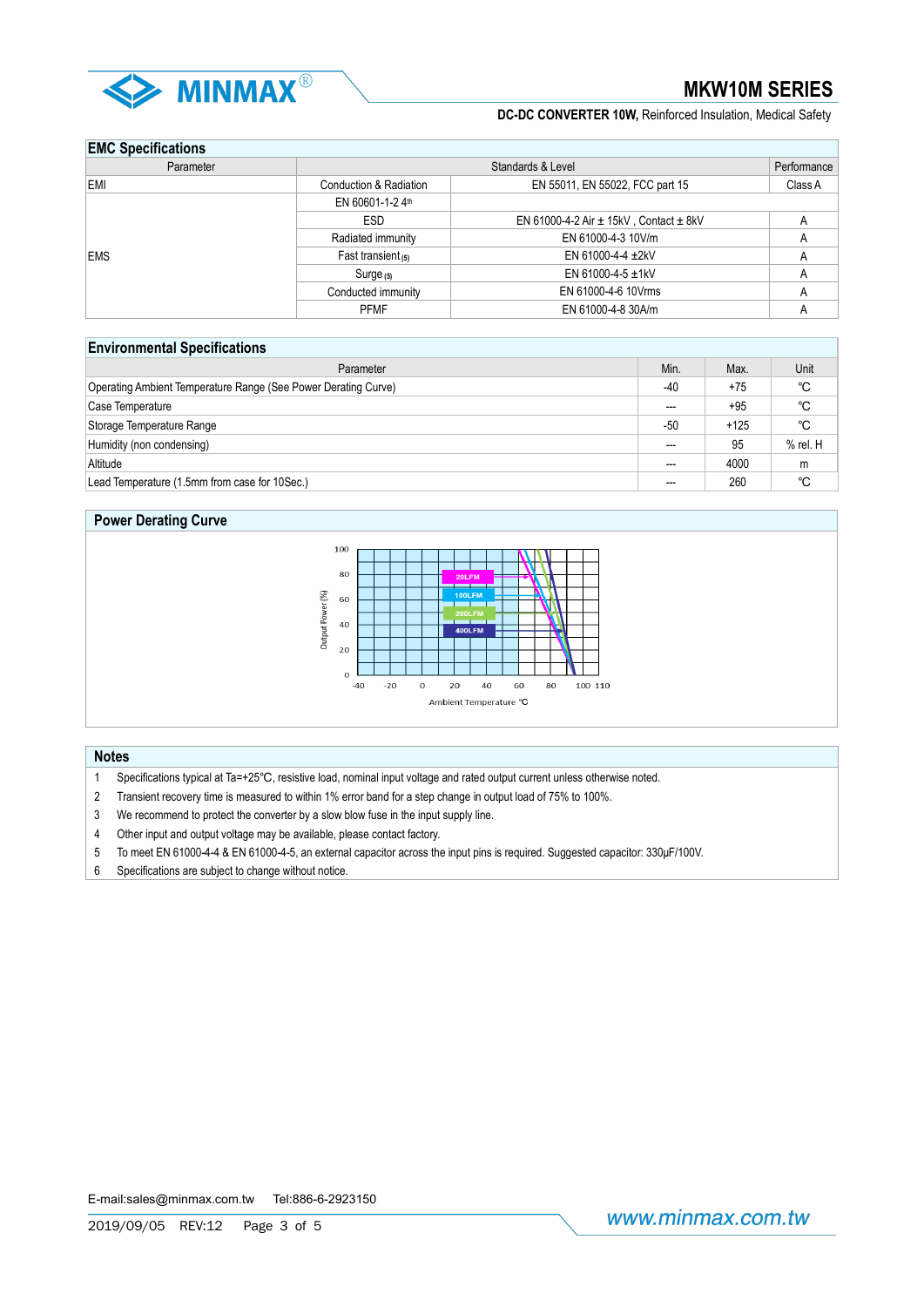## EMC Specifications

| Parameter | | Standards & Level | Performance |
|---|---|---|---|
| EMI | Conduction & Radiation | EN 55011, EN 55022, FCC part 15 | Class A |
| EMS | EN 60601-1-2 4th | | |
| | ESD | EN 61000-4-2 Air ± 15kV , Contact ± 8kV | A |
| | Radiated immunity | EN 61000-4-3 10V/m | A |
| | Fast transient (5) | EN 61000-4-4 ±2kV | A |
| | Surge (5) | EN 61000-4-5 ±1kV | A |
| | Conducted immunity | EN 61000-4-6 10Vrms | A |
| | PFMF | EN 61000-4-8 30A/m | A |

## Environmental Specifications

| Parameter | Min. | Max. | Unit |
|---|---|---|---|
| Operating Ambient Temperature Range (See Power Derating Curve) | -40 | +75 | ℃ |
| Case Temperature | --- | +95 | ℃ |
| Storage Temperature Range | -50 | +125 | ℃ |
| Humidity (non condensing) | --- | 95 | % rel. H |
| Altitude | --- | 4000 | m |
| Lead Temperature (1.5mm from case for 10Sec.) | --- | 260 | ℃ |

## Power Derating Curve

Output Power (%)

20LFM
100LFM
200LFM
400LFM

Ambient Temperature ℃

## Notes

1. Specifications typical at Ta=+25℃, resistive load, nominal input voltage and rated output current unless otherwise noted.
2. Transient recovery time is measured to within 1% error band for a step change in output load of 75% to 100%.
3. We recommend to protect the converter by a slow blow fuse in the input supply line.
4. Other input and output voltage may be available, please contact factory.
5. To meet EN 61000-4-4 & EN 61000-4-5, an external capacitor across the input pins is required. Suggested capacitor: 330μF/100V.
6. Specifications are subject to change without notice.

E-mail:sales@minmax.com.tw Tel:886-6-2923150

2019/09/05 REV:12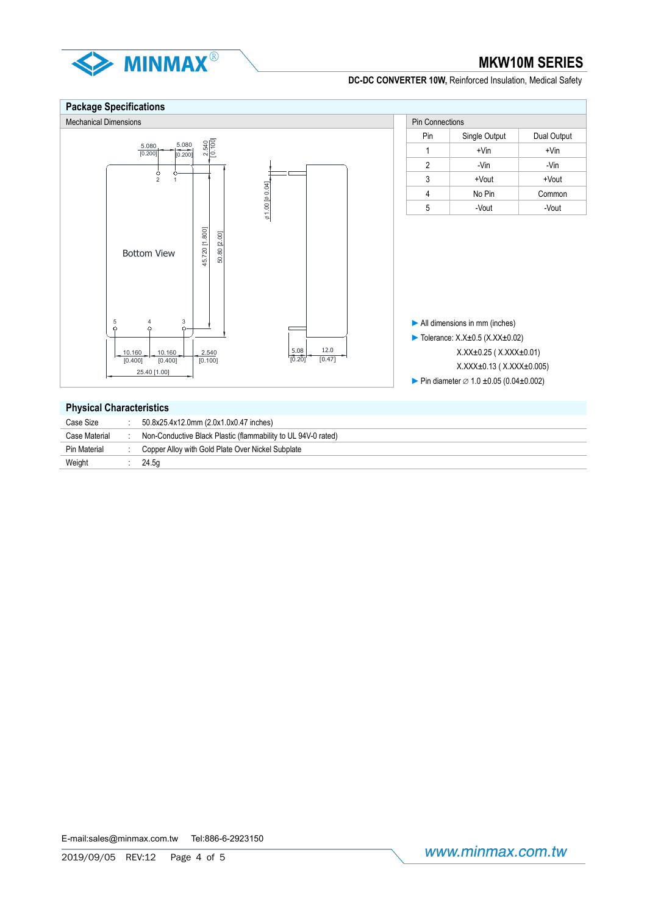## Package Specifications

### Mechanical Dimensions

Bottom View

5.080 [0.200] 5.080 [0.200] 2.540 [0.100]

45.720 [1.800] 50.80 [2.00]

ø 1.00 [ø 0.04]

10.160 [0.400] 10.160 [0.400] 2.540 [0.100]

25.40 [1.00]

5.08 [0.20] 12.0 [0.47]

### Pin Connections

| Pin | Single Output | Dual Output |
|---|---|---|
| 1 | +Vin | +Vin |
| 2 | -Vin | -Vin |
| 3 | +Vout | +Vout |
| 4 | No Pin | Common |
| 5 | -Vout | -Vout |

- All dimensions in mm (inches)
- Tolerance: X.X±0.5 (X.XX±0.02)
  X.XX±0.25 ( X.XXX±0.01)
  X.XXX±0.13 ( X.XXX±0.005)
- Pin diameter ∅ 1.0 ±0.05 (0.04±0.002)

## Physical Characteristics

| | | |
|---|---|---|
| Case Size | : | 50.8x25.4x12.0mm (2.0x1.0x0.47 inches) |
| Case Material | : | Non-Conductive Black Plastic (flammability to UL 94V-0 rated) |
| Pin Material | : | Copper Alloy with Gold Plate Over Nickel Subplate |
| Weight | : | 24.5g |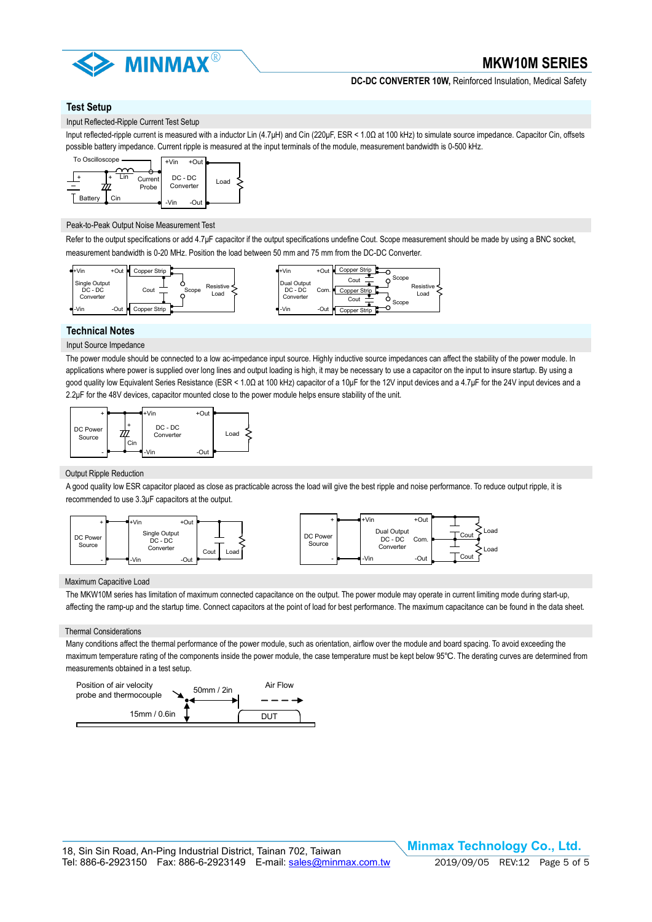## Test Setup

### Input Reflected-Ripple Current Test Setup

Input reflected-ripple current is measured with a inductor Lin (4.7μH) and Cin (220μF, ESR < 1.0Ω at 100 kHz) to simulate source impedance. Capacitor Cin, offsets possible battery impedance. Current ripple is measured at the input terminals of the module, measurement bandwidth is 0-500 kHz.

To Oscilloscope
Lin
Current Probe
Battery
Cin
+Vin
+Out
DC - DC Converter
-Vin
-Out
Load

### Peak-to-Peak Output Noise Measurement Test

Refer to the output specifications or add 4.7μF capacitor if the output specifications undefine Cout. Scope measurement should be made by using a BNC socket, measurement bandwidth is 0-20 MHz. Position the load between 50 mm and 75 mm from the DC-DC Converter.

+Vin
+Out
Single Output DC - DC Converter
-Vin
-Out
Copper Strip
Cout
Scope
Resistive Load
Copper Strip

+Vin
+Out
Dual Output DC - DC Converter
Com.
-Vin
-Out
Copper Strip
Cout
Scope
Resistive Load
Copper Strip
Cout
Scope
Copper Strip

## Technical Notes

### Input Source Impedance

The power module should be connected to a low ac-impedance input source. Highly inductive source impedances can affect the stability of the power module. In applications where power is supplied over long lines and output loading is high, it may be necessary to use a capacitor on the input to insure startup. By using a good quality low Equivalent Series Resistance (ESR < 1.0Ω at 100 kHz) capacitor of a 10μF for the 12V input devices and a 4.7μF for the 24V input devices and a 2.2μF for the 48V devices, capacitor mounted close to the power module helps ensure stability of the unit.

DC Power Source
Cin
+Vin
+Out
DC - DC Converter
-Vin
-Out
Load

### Output Ripple Reduction

A good quality low ESR capacitor placed as close as practicable across the load will give the best ripple and noise performance. To reduce output ripple, it is recommended to use 3.3μF capacitors at the output.

DC Power Source
+Vin
+Out
Single Output DC - DC Converter
-Vin
-Out
Cout
Load

DC Power Source
+Vin
+Out
Dual Output DC - DC Converter
Com.
-Vin
-Out
Cout
Load
Cout
Load

### Maximum Capacitive Load

The MKW10M series has limitation of maximum connected capacitance on the output. The power module may operate in current limiting mode during start-up, affecting the ramp-up and the startup time. Connect capacitors at the point of load for best performance. The maximum capacitance can be found in the data sheet.

### Thermal Considerations

Many conditions affect the thermal performance of the power module, such as orientation, airflow over the module and board spacing. To avoid exceeding the maximum temperature rating of the components inside the power module, the case temperature must be kept below 95℃. The derating curves are determined from measurements obtained in a test setup.

Position of air velocity probe and thermocouple
50mm / 2in
Air Flow
15mm / 0.6in
DUT